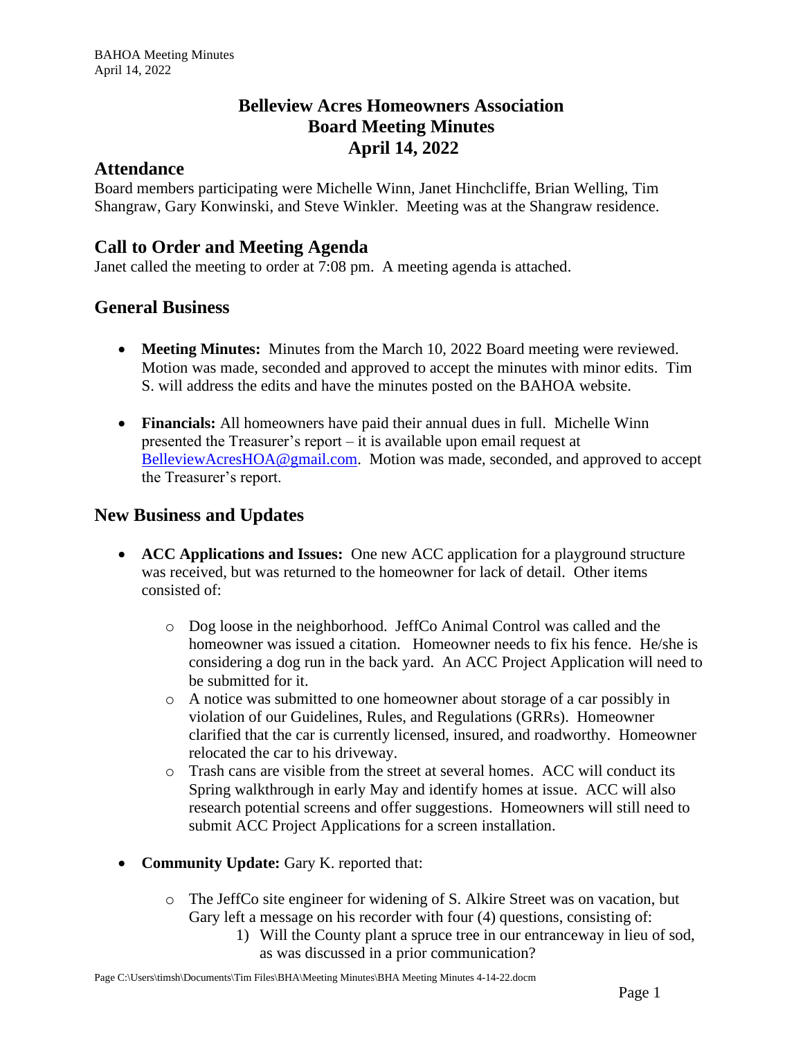# Belleview Acres Homeowners Association
# Board Meeting Minutes
# April 14, 2022

## Attendance

Board members participating were Michelle Winn, Janet Hinchcliffe, Brian Welling, Tim Shangraw, Gary Konwinski, and Steve Winkler. Meeting was at the Shangraw residence.

## Call to Order and Meeting Agenda

Janet called the meeting to order at 7:08 pm. A meeting agenda is attached.

## General Business

- **Meeting Minutes:** Minutes from the March 10, 2022 Board meeting were reviewed. Motion was made, seconded and approved to accept the minutes with minor edits. Tim S. will address the edits and have the minutes posted on the BAHOA website.

- **Financials:** All homeowners have paid their annual dues in full. Michelle Winn presented the Treasurer's report – it is available upon email request at BelleviewAcresHOA@gmail.com. Motion was made, seconded, and approved to accept the Treasurer's report.

## New Business and Updates

- **ACC Applications and Issues:** One new ACC application for a playground structure was received, but was returned to the homeowner for lack of detail. Other items consisted of:
  - Dog loose in the neighborhood. JeffCo Animal Control was called and the homeowner was issued a citation. Homeowner needs to fix his fence. He/she is considering a dog run in the back yard. An ACC Project Application will need to be submitted for it.
  - A notice was submitted to one homeowner about storage of a car possibly in violation of our Guidelines, Rules, and Regulations (GRRs). Homeowner clarified that the car is currently licensed, insured, and roadworthy. Homeowner relocated the car to his driveway.
  - Trash cans are visible from the street at several homes. ACC will conduct its Spring walkthrough in early May and identify homes at issue. ACC will also research potential screens and offer suggestions. Homeowners will still need to submit ACC Project Applications for a screen installation.

- **Community Update:** Gary K. reported that:
  - The JeffCo site engineer for widening of S. Alkire Street was on vacation, but Gary left a message on his recorder with four (4) questions, consisting of:
    1) Will the County plant a spruce tree in our entranceway in lieu of sod, as was discussed in a prior communication?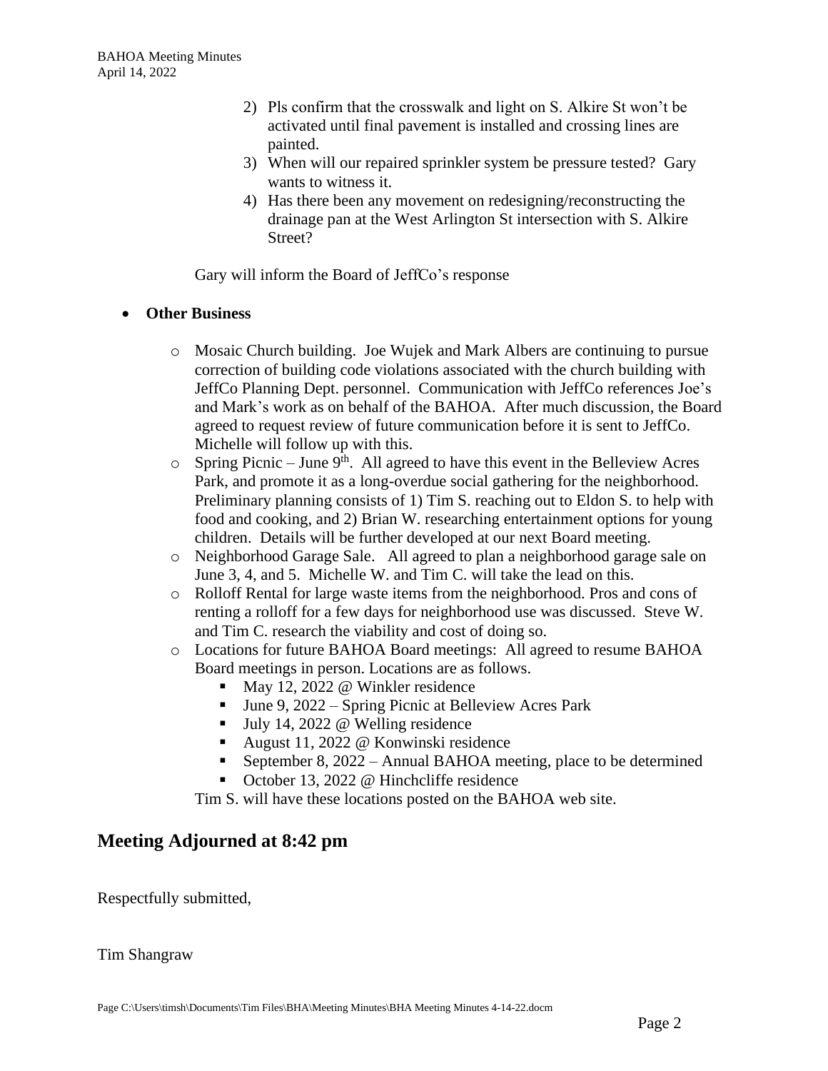2) Pls confirm that the crosswalk and light on S. Alkire St won't be activated until final pavement is installed and crossing lines are painted.
3) When will our repaired sprinkler system be pressure tested? Gary wants to witness it.
4) Has there been any movement on redesigning/reconstructing the drainage pan at the West Arlington St intersection with S. Alkire Street?

Gary will inform the Board of JeffCo's response

- **Other Business**
  - Mosaic Church building. Joe Wujek and Mark Albers are continuing to pursue correction of building code violations associated with the church building with JeffCo Planning Dept. personnel. Communication with JeffCo references Joe's and Mark's work as on behalf of the BAHOA. After much discussion, the Board agreed to request review of future communication before it is sent to JeffCo. Michelle will follow up with this.
  - Spring Picnic – June 9th. All agreed to have this event in the Belleview Acres Park, and promote it as a long-overdue social gathering for the neighborhood. Preliminary planning consists of 1) Tim S. reaching out to Eldon S. to help with food and cooking, and 2) Brian W. researching entertainment options for young children. Details will be further developed at our next Board meeting.
  - Neighborhood Garage Sale. All agreed to plan a neighborhood garage sale on June 3, 4, and 5. Michelle W. and Tim C. will take the lead on this.
  - Rolloff Rental for large waste items from the neighborhood. Pros and cons of renting a rolloff for a few days for neighborhood use was discussed. Steve W. and Tim C. research the viability and cost of doing so.
  - Locations for future BAHOA Board meetings: All agreed to resume BAHOA Board meetings in person. Locations are as follows.
    - May 12, 2022 @ Winkler residence
    - June 9, 2022 – Spring Picnic at Belleview Acres Park
    - July 14, 2022 @ Welling residence
    - August 11, 2022 @ Konwinski residence
    - September 8, 2022 – Annual BAHOA meeting, place to be determined
    - October 13, 2022 @ Hinchcliffe residence

    Tim S. will have these locations posted on the BAHOA web site.

## Meeting Adjourned at 8:42 pm

Respectfully submitted,

Tim Shangraw